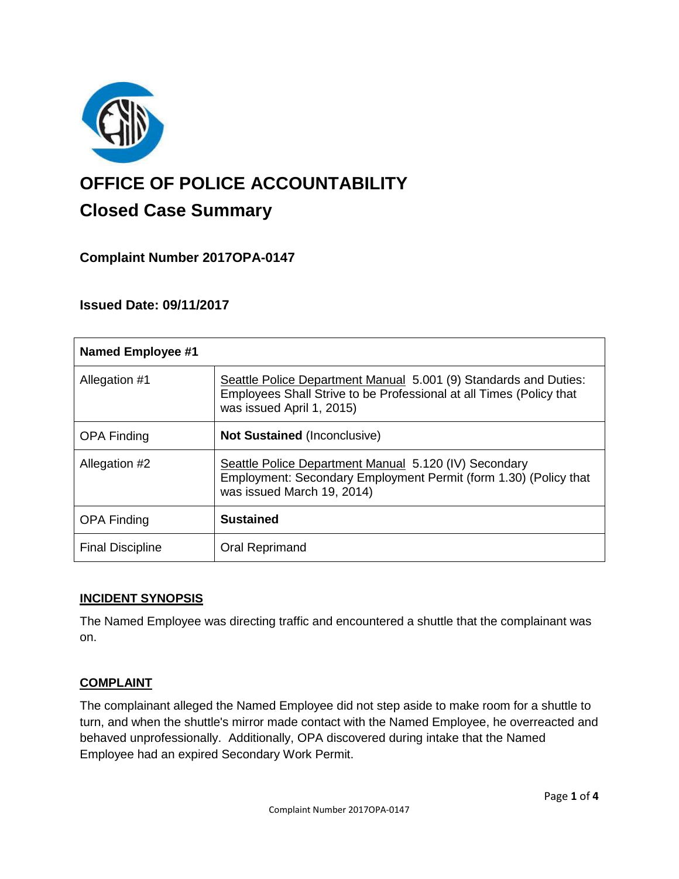# OFFICE OF POLICE ACCOUNTABILITY

## Closed Case Summary

### Complaint Number 2017OPA-0147

### Issued Date: 09/11/2017

| Named Employee #1 | |
|---|---|
| Allegation #1 | Seattle Police Department Manual 5.001 (9) Standards and Duties: Employees Shall Strive to be Professional at all Times (Policy that was issued April 1, 2015) |
| OPA Finding | **Not Sustained** (Inconclusive) |
| Allegation #2 | Seattle Police Department Manual 5.120 (IV) Secondary Employment: Secondary Employment Permit (form 1.30) (Policy that was issued March 19, 2014) |
| OPA Finding | **Sustained** |
| Final Discipline | Oral Reprimand |

**INCIDENT SYNOPSIS**

The Named Employee was directing traffic and encountered a shuttle that the complainant was on.

**COMPLAINT**

The complainant alleged the Named Employee did not step aside to make room for a shuttle to turn, and when the shuttle's mirror made contact with the Named Employee, he overreacted and behaved unprofessionally. Additionally, OPA discovered during intake that the Named Employee had an expired Secondary Work Permit.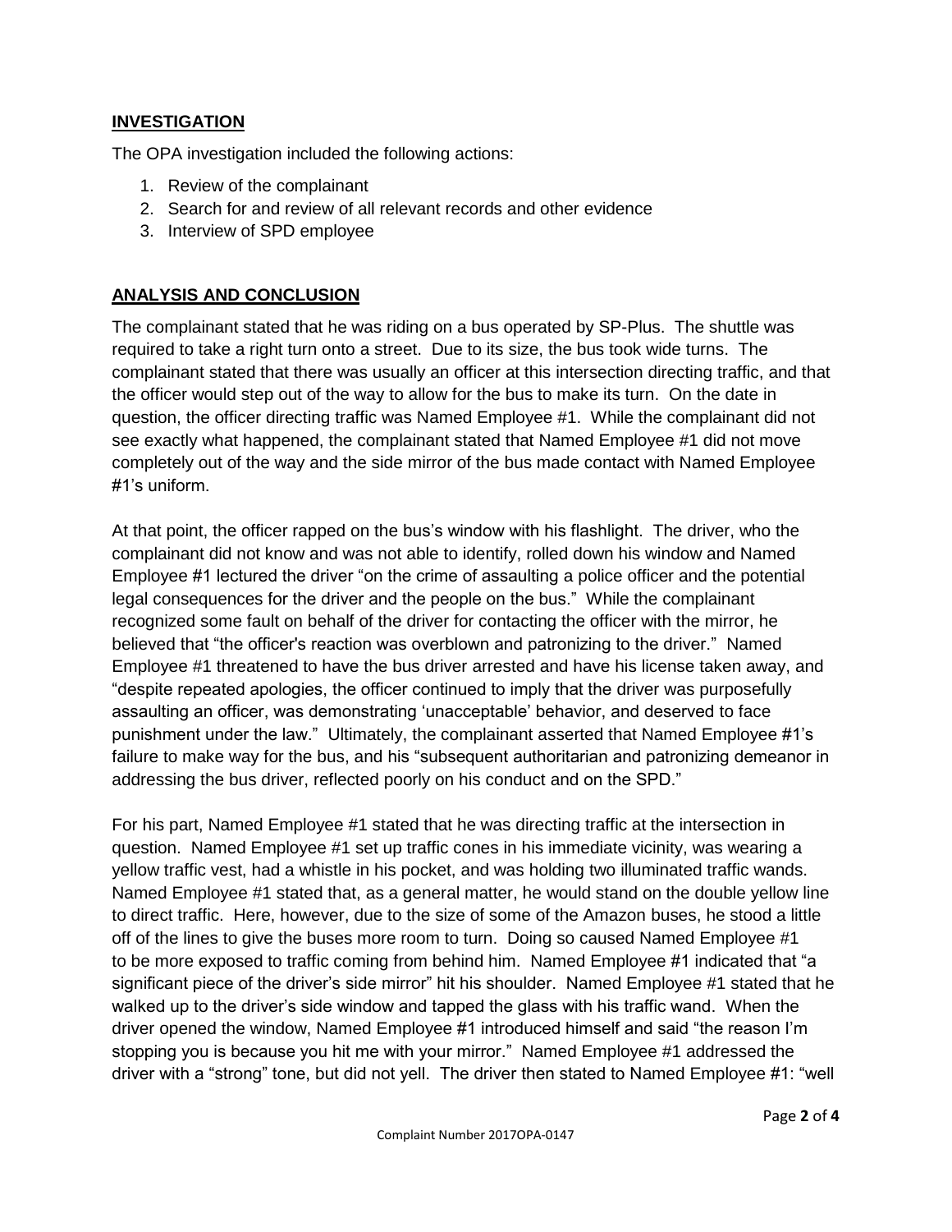## INVESTIGATION

The OPA investigation included the following actions:

1. Review of the complainant
2. Search for and review of all relevant records and other evidence
3. Interview of SPD employee

## ANALYSIS AND CONCLUSION

The complainant stated that he was riding on a bus operated by SP-Plus. The shuttle was required to take a right turn onto a street. Due to its size, the bus took wide turns. The complainant stated that there was usually an officer at this intersection directing traffic, and that the officer would step out of the way to allow for the bus to make its turn. On the date in question, the officer directing traffic was Named Employee #1. While the complainant did not see exactly what happened, the complainant stated that Named Employee #1 did not move completely out of the way and the side mirror of the bus made contact with Named Employee #1's uniform.

At that point, the officer rapped on the bus's window with his flashlight. The driver, who the complainant did not know and was not able to identify, rolled down his window and Named Employee #1 lectured the driver "on the crime of assaulting a police officer and the potential legal consequences for the driver and the people on the bus." While the complainant recognized some fault on behalf of the driver for contacting the officer with the mirror, he believed that "the officer's reaction was overblown and patronizing to the driver." Named Employee #1 threatened to have the bus driver arrested and have his license taken away, and "despite repeated apologies, the officer continued to imply that the driver was purposefully assaulting an officer, was demonstrating 'unacceptable' behavior, and deserved to face punishment under the law." Ultimately, the complainant asserted that Named Employee #1's failure to make way for the bus, and his "subsequent authoritarian and patronizing demeanor in addressing the bus driver, reflected poorly on his conduct and on the SPD."

For his part, Named Employee #1 stated that he was directing traffic at the intersection in question. Named Employee #1 set up traffic cones in his immediate vicinity, was wearing a yellow traffic vest, had a whistle in his pocket, and was holding two illuminated traffic wands. Named Employee #1 stated that, as a general matter, he would stand on the double yellow line to direct traffic. Here, however, due to the size of some of the Amazon buses, he stood a little off of the lines to give the buses more room to turn. Doing so caused Named Employee #1 to be more exposed to traffic coming from behind him. Named Employee #1 indicated that "a significant piece of the driver's side mirror" hit his shoulder. Named Employee #1 stated that he walked up to the driver's side window and tapped the glass with his traffic wand. When the driver opened the window, Named Employee #1 introduced himself and said "the reason I'm stopping you is because you hit me with your mirror." Named Employee #1 addressed the driver with a "strong" tone, but did not yell. The driver then stated to Named Employee #1: "well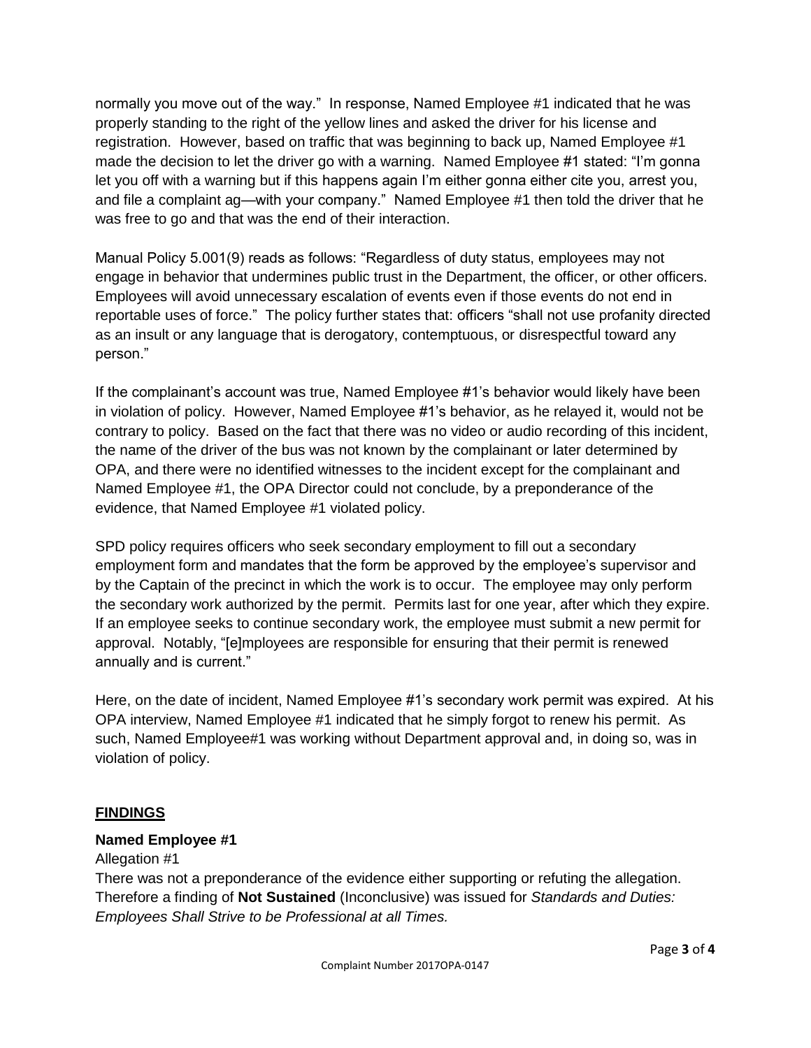normally you move out of the way." In response, Named Employee #1 indicated that he was properly standing to the right of the yellow lines and asked the driver for his license and registration. However, based on traffic that was beginning to back up, Named Employee #1 made the decision to let the driver go with a warning. Named Employee #1 stated: "I'm gonna let you off with a warning but if this happens again I'm either gonna either cite you, arrest you, and file a complaint ag—with your company." Named Employee #1 then told the driver that he was free to go and that was the end of their interaction.

Manual Policy 5.001(9) reads as follows: "Regardless of duty status, employees may not engage in behavior that undermines public trust in the Department, the officer, or other officers. Employees will avoid unnecessary escalation of events even if those events do not end in reportable uses of force." The policy further states that: officers "shall not use profanity directed as an insult or any language that is derogatory, contemptuous, or disrespectful toward any person."

If the complainant's account was true, Named Employee #1's behavior would likely have been in violation of policy. However, Named Employee #1's behavior, as he relayed it, would not be contrary to policy. Based on the fact that there was no video or audio recording of this incident, the name of the driver of the bus was not known by the complainant or later determined by OPA, and there were no identified witnesses to the incident except for the complainant and Named Employee #1, the OPA Director could not conclude, by a preponderance of the evidence, that Named Employee #1 violated policy.

SPD policy requires officers who seek secondary employment to fill out a secondary employment form and mandates that the form be approved by the employee's supervisor and by the Captain of the precinct in which the work is to occur. The employee may only perform the secondary work authorized by the permit. Permits last for one year, after which they expire. If an employee seeks to continue secondary work, the employee must submit a new permit for approval. Notably, "[e]mployees are responsible for ensuring that their permit is renewed annually and is current."

Here, on the date of incident, Named Employee #1's secondary work permit was expired. At his OPA interview, Named Employee #1 indicated that he simply forgot to renew his permit. As such, Named Employee#1 was working without Department approval and, in doing so, was in violation of policy.

## FINDINGS

**Named Employee #1**

Allegation #1

There was not a preponderance of the evidence either supporting or refuting the allegation. Therefore a finding of **Not Sustained** (Inconclusive) was issued for *Standards and Duties: Employees Shall Strive to be Professional at all Times.*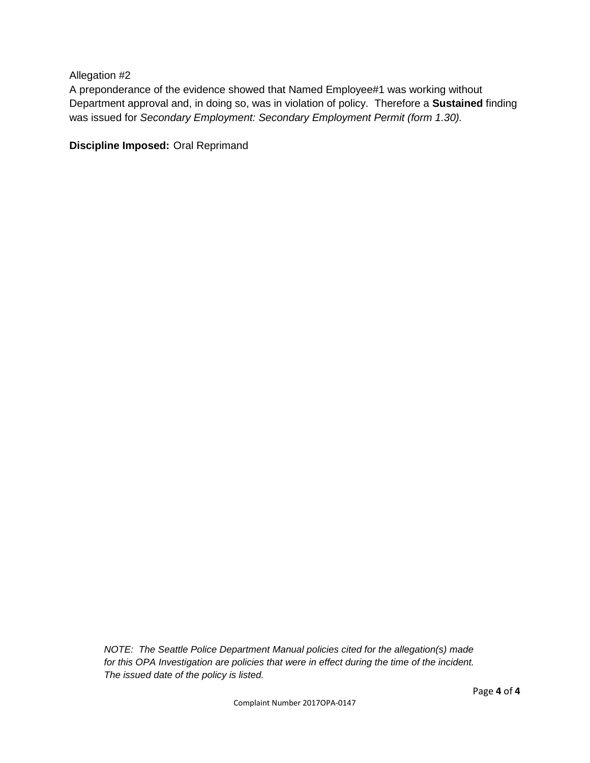Allegation #2

A preponderance of the evidence showed that Named Employee#1 was working without Department approval and, in doing so, was in violation of policy. Therefore a **Sustained** finding was issued for *Secondary Employment: Secondary Employment Permit (form 1.30).*

**Discipline Imposed:** Oral Reprimand

*NOTE: The Seattle Police Department Manual policies cited for the allegation(s) made for this OPA Investigation are policies that were in effect during the time of the incident. The issued date of the policy is listed.*